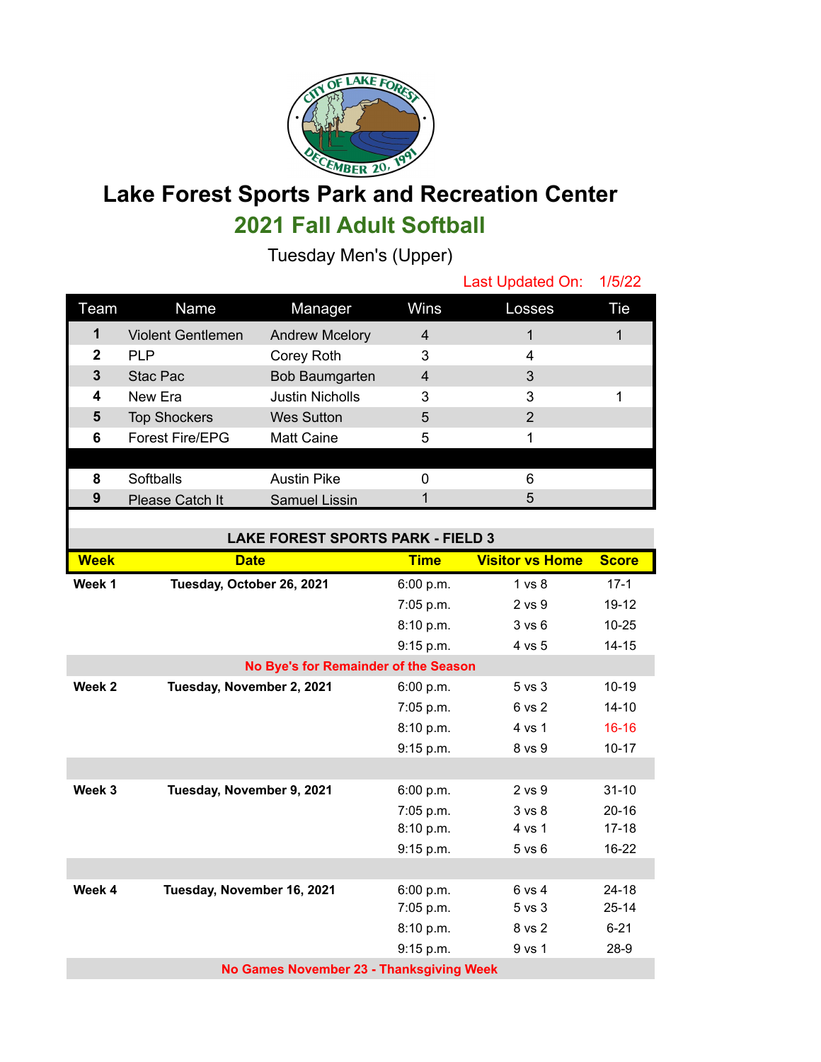# Lake Forest Sports Park and Recreation Center

## 2021 Fall Adult Softball

Tuesday Men's (Upper)

Last Updated On: 1/5/22

| Team | Name | Manager | Wins | Losses | Tie |
|---|---|---|---|---|---|
| 1 | Violent Gentlemen | Andrew Mcelory | 4 | 1 | 1 |
| 2 | PLP | Corey Roth | 3 | 4 | |
| 3 | Stac Pac | Bob Baumgarten | 4 | 3 | |
| 4 | New Era | Justin Nicholls | 3 | 3 | 1 |
| 5 | Top Shockers | Wes Sutton | 5 | 2 | |
| 6 | Forest Fire/EPG | Matt Caine | 5 | 1 | |
| | | | | | |
| 8 | Softballs | Austin Pike | 0 | 6 | |
| 9 | Please Catch It | Samuel Lissin | 1 | 5 | |

**LAKE FOREST SPORTS PARK - FIELD 3**

| Week | Date | Time | Visitor vs Home | Score |
|---|---|---|---|---|
| **Week 1** | **Tuesday, October 26, 2021** | 6:00 p.m. | 1 vs 8 | 17-1 |
| | | 7:05 p.m. | 2 vs 9 | 19-12 |
| | | 8:10 p.m. | 3 vs 6 | 10-25 |
| | | 9:15 p.m. | 4 vs 5 | 14-15 |
| | **No Bye's for Remainder of the Season** | | | |
| **Week 2** | **Tuesday, November 2, 2021** | 6:00 p.m. | 5 vs 3 | 10-19 |
| | | 7:05 p.m. | 6 vs 2 | 14-10 |
| | | 8:10 p.m. | 4 vs 1 | 16-16 |
| | | 9:15 p.m. | 8 vs 9 | 10-17 |
| **Week 3** | **Tuesday, November 9, 2021** | 6:00 p.m. | 2 vs 9 | 31-10 |
| | | 7:05 p.m. | 3 vs 8 | 20-16 |
| | | 8:10 p.m. | 4 vs 1 | 17-18 |
| | | 9:15 p.m. | 5 vs 6 | 16-22 |
| **Week 4** | **Tuesday, November 16, 2021** | 6:00 p.m. | 6 vs 4 | 24-18 |
| | | 7:05 p.m. | 5 vs 3 | 25-14 |
| | | 8:10 p.m. | 8 vs 2 | 6-21 |
| | | 9:15 p.m. | 9 vs 1 | 28-9 |
| | **No Games November 23 - Thanksgiving Week** | | | |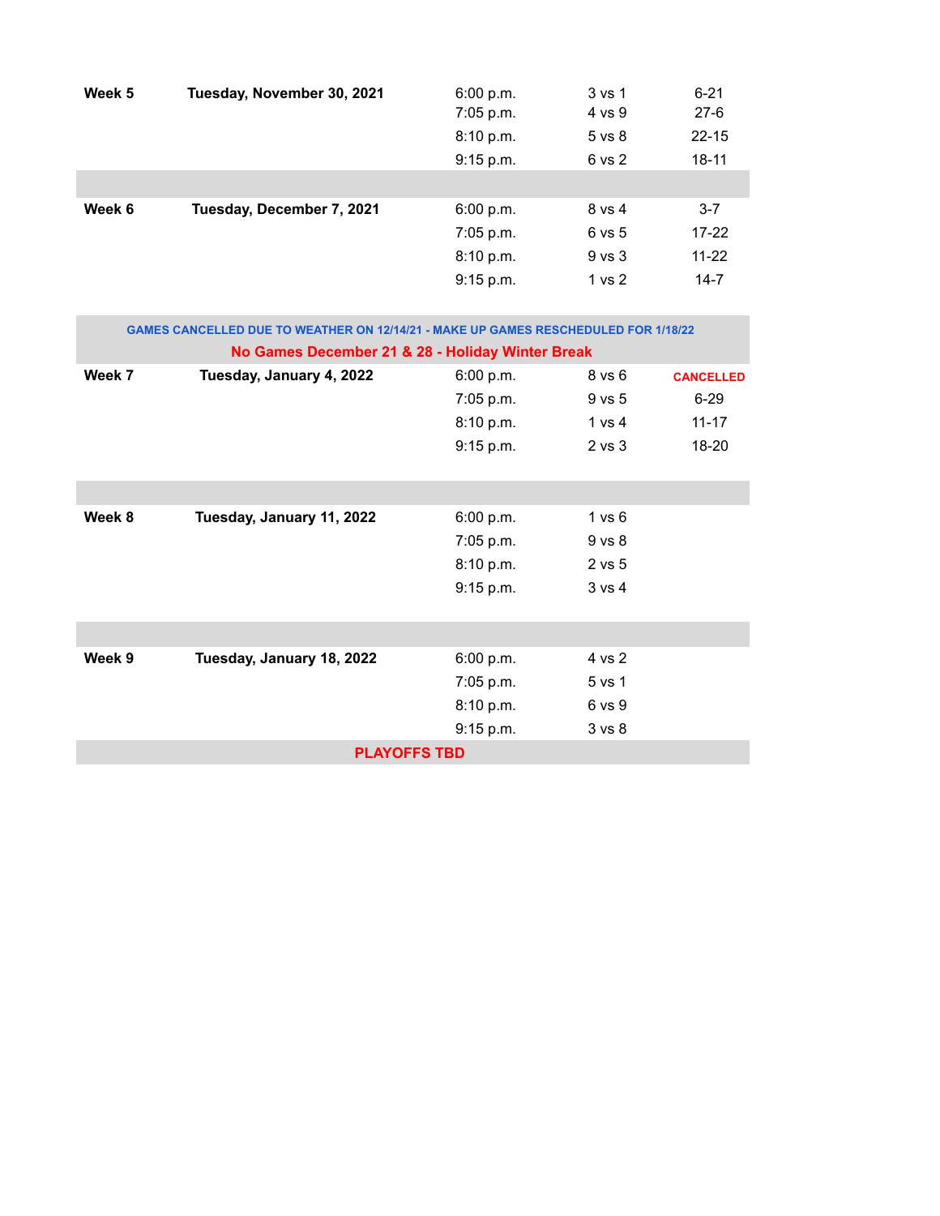| | | | | |
|---|---|---|---|---|
| **Week 5** | **Tuesday, November 30, 2021** | 6:00 p.m. | 3 vs 1 | 6-21 |
| | | 7:05 p.m. | 4 vs 9 | 27-6 |
| | | 8:10 p.m. | 5 vs 8 | 22-15 |
| | | 9:15 p.m. | 6 vs 2 | 18-11 |
| **Week 6** | **Tuesday, December 7, 2021** | 6:00 p.m. | 8 vs 4 | 3-7 |
| | | 7:05 p.m. | 6 vs 5 | 17-22 |
| | | 8:10 p.m. | 9 vs 3 | 11-22 |
| | | 9:15 p.m. | 1 vs 2 | 14-7 |

**GAMES CANCELLED DUE TO WEATHER ON 12/14/21 - MAKE UP GAMES RESCHEDULED FOR 1/18/22**

**No Games December 21 & 28 - Holiday Winter Break**

| | | | | |
|---|---|---|---|---|
| **Week 7** | **Tuesday, January 4, 2022** | 6:00 p.m. | 8 vs 6 | **CANCELLED** |
| | | 7:05 p.m. | 9 vs 5 | 6-29 |
| | | 8:10 p.m. | 1 vs 4 | 11-17 |
| | | 9:15 p.m. | 2 vs 3 | 18-20 |
| **Week 8** | **Tuesday, January 11, 2022** | 6:00 p.m. | 1 vs 6 | |
| | | 7:05 p.m. | 9 vs 8 | |
| | | 8:10 p.m. | 2 vs 5 | |
| | | 9:15 p.m. | 3 vs 4 | |
| **Week 9** | **Tuesday, January 18, 2022** | 6:00 p.m. | 4 vs 2 | |
| | | 7:05 p.m. | 5 vs 1 | |
| | | 8:10 p.m. | 6 vs 9 | |
| | | 9:15 p.m. | 3 vs 8 | |

**PLAYOFFS TBD**